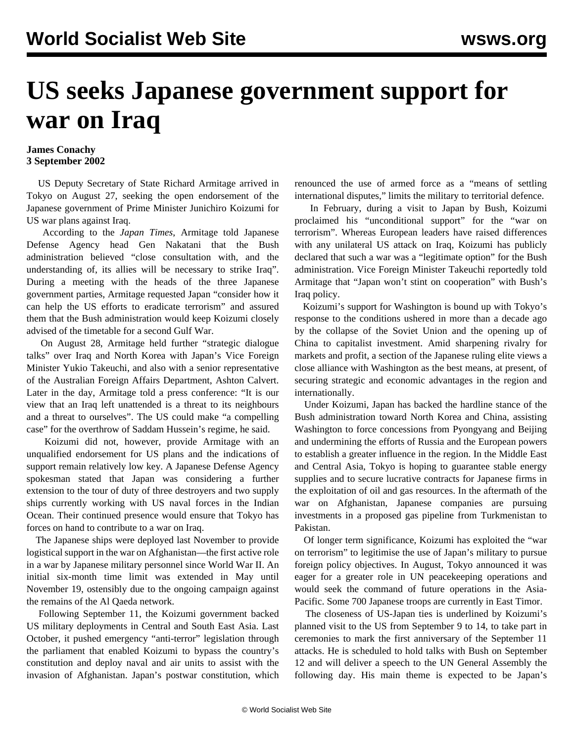# US seeks Japanese government support for war on Iraq

**James Conachy**
**3 September 2002**

US Deputy Secretary of State Richard Armitage arrived in Tokyo on August 27, seeking the open endorsement of the Japanese government of Prime Minister Junichiro Koizumi for US war plans against Iraq.

According to the *Japan Times*, Armitage told Japanese Defense Agency head Gen Nakatani that the Bush administration believed "close consultation with, and the understanding of, its allies will be necessary to strike Iraq". During a meeting with the heads of the three Japanese government parties, Armitage requested Japan "consider how it can help the US efforts to eradicate terrorism" and assured them that the Bush administration would keep Koizumi closely advised of the timetable for a second Gulf War.

On August 28, Armitage held further "strategic dialogue talks" over Iraq and North Korea with Japan's Vice Foreign Minister Yukio Takeuchi, and also with a senior representative of the Australian Foreign Affairs Department, Ashton Calvert. Later in the day, Armitage told a press conference: "It is our view that an Iraq left unattended is a threat to its neighbours and a threat to ourselves". The US could make "a compelling case" for the overthrow of Saddam Hussein's regime, he said.

Koizumi did not, however, provide Armitage with an unqualified endorsement for US plans and the indications of support remain relatively low key. A Japanese Defense Agency spokesman stated that Japan was considering a further extension to the tour of duty of three destroyers and two supply ships currently working with US naval forces in the Indian Ocean. Their continued presence would ensure that Tokyo has forces on hand to contribute to a war on Iraq.

The Japanese ships were deployed last November to provide logistical support in the war on Afghanistan—the first active role in a war by Japanese military personnel since World War II. An initial six-month time limit was extended in May until November 19, ostensibly due to the ongoing campaign against the remains of the Al Qaeda network.

Following September 11, the Koizumi government backed US military deployments in Central and South East Asia. Last October, it pushed emergency "anti-terror" legislation through the parliament that enabled Koizumi to bypass the country's constitution and deploy naval and air units to assist with the invasion of Afghanistan. Japan's postwar constitution, which renounced the use of armed force as a "means of settling international disputes," limits the military to territorial defence.

In February, during a visit to Japan by Bush, Koizumi proclaimed his "unconditional support" for the "war on terrorism". Whereas European leaders have raised differences with any unilateral US attack on Iraq, Koizumi has publicly declared that such a war was a "legitimate option" for the Bush administration. Vice Foreign Minister Takeuchi reportedly told Armitage that "Japan won't stint on cooperation" with Bush's Iraq policy.

Koizumi's support for Washington is bound up with Tokyo's response to the conditions ushered in more than a decade ago by the collapse of the Soviet Union and the opening up of China to capitalist investment. Amid sharpening rivalry for markets and profit, a section of the Japanese ruling elite views a close alliance with Washington as the best means, at present, of securing strategic and economic advantages in the region and internationally.

Under Koizumi, Japan has backed the hardline stance of the Bush administration toward North Korea and China, assisting Washington to force concessions from Pyongyang and Beijing and undermining the efforts of Russia and the European powers to establish a greater influence in the region. In the Middle East and Central Asia, Tokyo is hoping to guarantee stable energy supplies and to secure lucrative contracts for Japanese firms in the exploitation of oil and gas resources. In the aftermath of the war on Afghanistan, Japanese companies are pursuing investments in a proposed gas pipeline from Turkmenistan to Pakistan.

Of longer term significance, Koizumi has exploited the "war on terrorism" to legitimise the use of Japan's military to pursue foreign policy objectives. In August, Tokyo announced it was eager for a greater role in UN peacekeeping operations and would seek the command of future operations in the Asia-Pacific. Some 700 Japanese troops are currently in East Timor.

The closeness of US-Japan ties is underlined by Koizumi's planned visit to the US from September 9 to 14, to take part in ceremonies to mark the first anniversary of the September 11 attacks. He is scheduled to hold talks with Bush on September 12 and will deliver a speech to the UN General Assembly the following day. His main theme is expected to be Japan's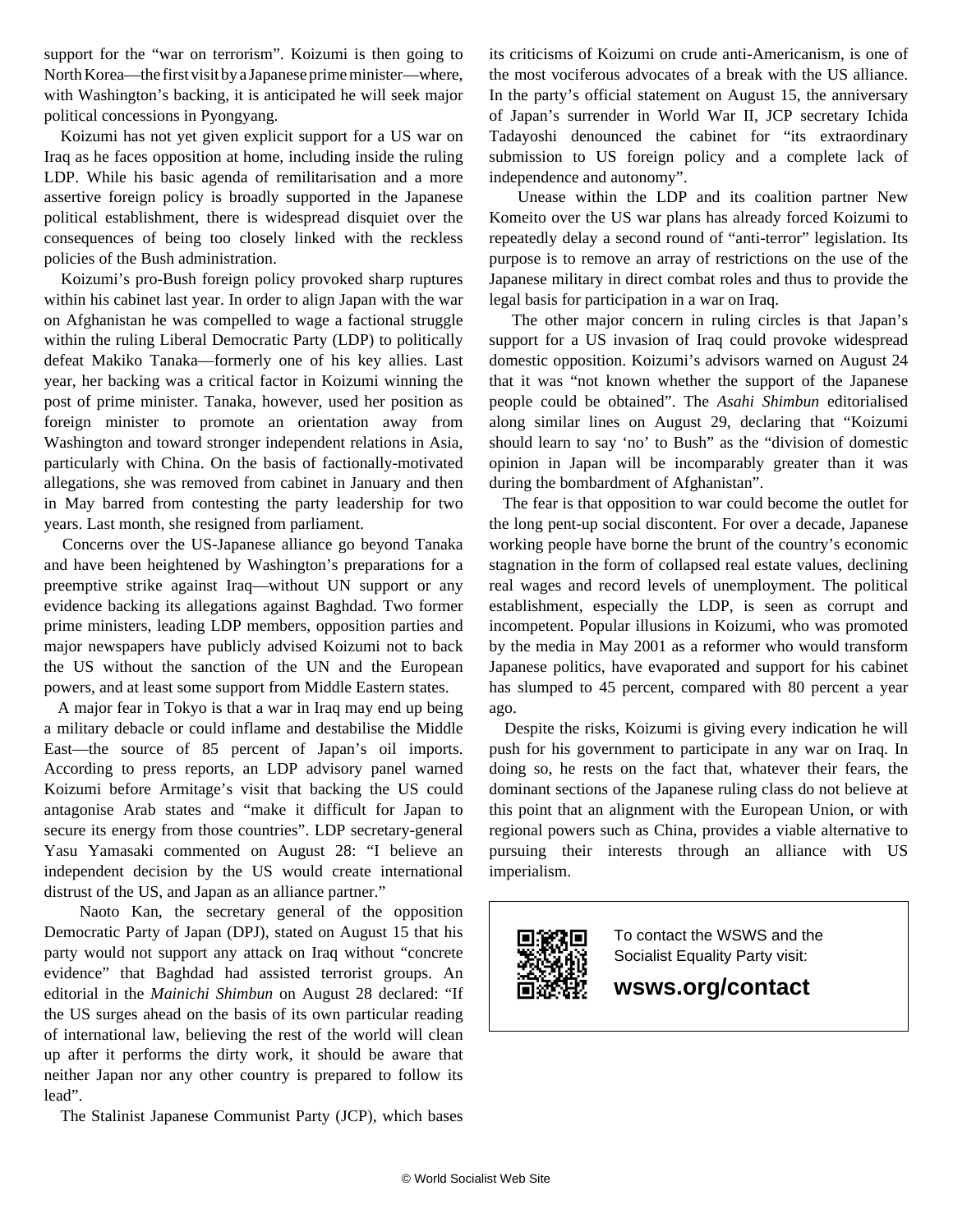support for the "war on terrorism". Koizumi is then going to North Korea—the first visit by a Japanese prime minister—where, with Washington's backing, it is anticipated he will seek major political concessions in Pyongyang.

Koizumi has not yet given explicit support for a US war on Iraq as he faces opposition at home, including inside the ruling LDP. While his basic agenda of remilitarisation and a more assertive foreign policy is broadly supported in the Japanese political establishment, there is widespread disquiet over the consequences of being too closely linked with the reckless policies of the Bush administration.

Koizumi's pro-Bush foreign policy provoked sharp ruptures within his cabinet last year. In order to align Japan with the war on Afghanistan he was compelled to wage a factional struggle within the ruling Liberal Democratic Party (LDP) to politically defeat Makiko Tanaka—formerly one of his key allies. Last year, her backing was a critical factor in Koizumi winning the post of prime minister. Tanaka, however, used her position as foreign minister to promote an orientation away from Washington and toward stronger independent relations in Asia, particularly with China. On the basis of factionally-motivated allegations, she was removed from cabinet in January and then in May barred from contesting the party leadership for two years. Last month, she resigned from parliament.

Concerns over the US-Japanese alliance go beyond Tanaka and have been heightened by Washington's preparations for a preemptive strike against Iraq—without UN support or any evidence backing its allegations against Baghdad. Two former prime ministers, leading LDP members, opposition parties and major newspapers have publicly advised Koizumi not to back the US without the sanction of the UN and the European powers, and at least some support from Middle Eastern states.

A major fear in Tokyo is that a war in Iraq may end up being a military debacle or could inflame and destabilise the Middle East—the source of 85 percent of Japan's oil imports. According to press reports, an LDP advisory panel warned Koizumi before Armitage's visit that backing the US could antagonise Arab states and "make it difficult for Japan to secure its energy from those countries". LDP secretary-general Yasu Yamasaki commented on August 28: "I believe an independent decision by the US would create international distrust of the US, and Japan as an alliance partner."

Naoto Kan, the secretary general of the opposition Democratic Party of Japan (DPJ), stated on August 15 that his party would not support any attack on Iraq without "concrete evidence" that Baghdad had assisted terrorist groups. An editorial in the *Mainichi Shimbun* on August 28 declared: "If the US surges ahead on the basis of its own particular reading of international law, believing the rest of the world will clean up after it performs the dirty work, it should be aware that neither Japan nor any other country is prepared to follow its lead".

The Stalinist Japanese Communist Party (JCP), which bases its criticisms of Koizumi on crude anti-Americanism, is one of the most vociferous advocates of a break with the US alliance. In the party's official statement on August 15, the anniversary of Japan's surrender in World War II, JCP secretary Ichida Tadayoshi denounced the cabinet for "its extraordinary submission to US foreign policy and a complete lack of independence and autonomy".

Unease within the LDP and its coalition partner New Komeito over the US war plans has already forced Koizumi to repeatedly delay a second round of "anti-terror" legislation. Its purpose is to remove an array of restrictions on the use of the Japanese military in direct combat roles and thus to provide the legal basis for participation in a war on Iraq.

The other major concern in ruling circles is that Japan's support for a US invasion of Iraq could provoke widespread domestic opposition. Koizumi's advisors warned on August 24 that it was "not known whether the support of the Japanese people could be obtained". The *Asahi Shimbun* editorialised along similar lines on August 29, declaring that "Koizumi should learn to say 'no' to Bush" as the "division of domestic opinion in Japan will be incomparably greater than it was during the bombardment of Afghanistan".

The fear is that opposition to war could become the outlet for the long pent-up social discontent. For over a decade, Japanese working people have borne the brunt of the country's economic stagnation in the form of collapsed real estate values, declining real wages and record levels of unemployment. The political establishment, especially the LDP, is seen as corrupt and incompetent. Popular illusions in Koizumi, who was promoted by the media in May 2001 as a reformer who would transform Japanese politics, have evaporated and support for his cabinet has slumped to 45 percent, compared with 80 percent a year ago.

Despite the risks, Koizumi is giving every indication he will push for his government to participate in any war on Iraq. In doing so, he rests on the fact that, whatever their fears, the dominant sections of the Japanese ruling class do not believe at this point that an alignment with the European Union, or with regional powers such as China, provides a viable alternative to pursuing their interests through an alliance with US imperialism.

To contact the WSWS and the Socialist Equality Party visit:

**wsws.org/contact**